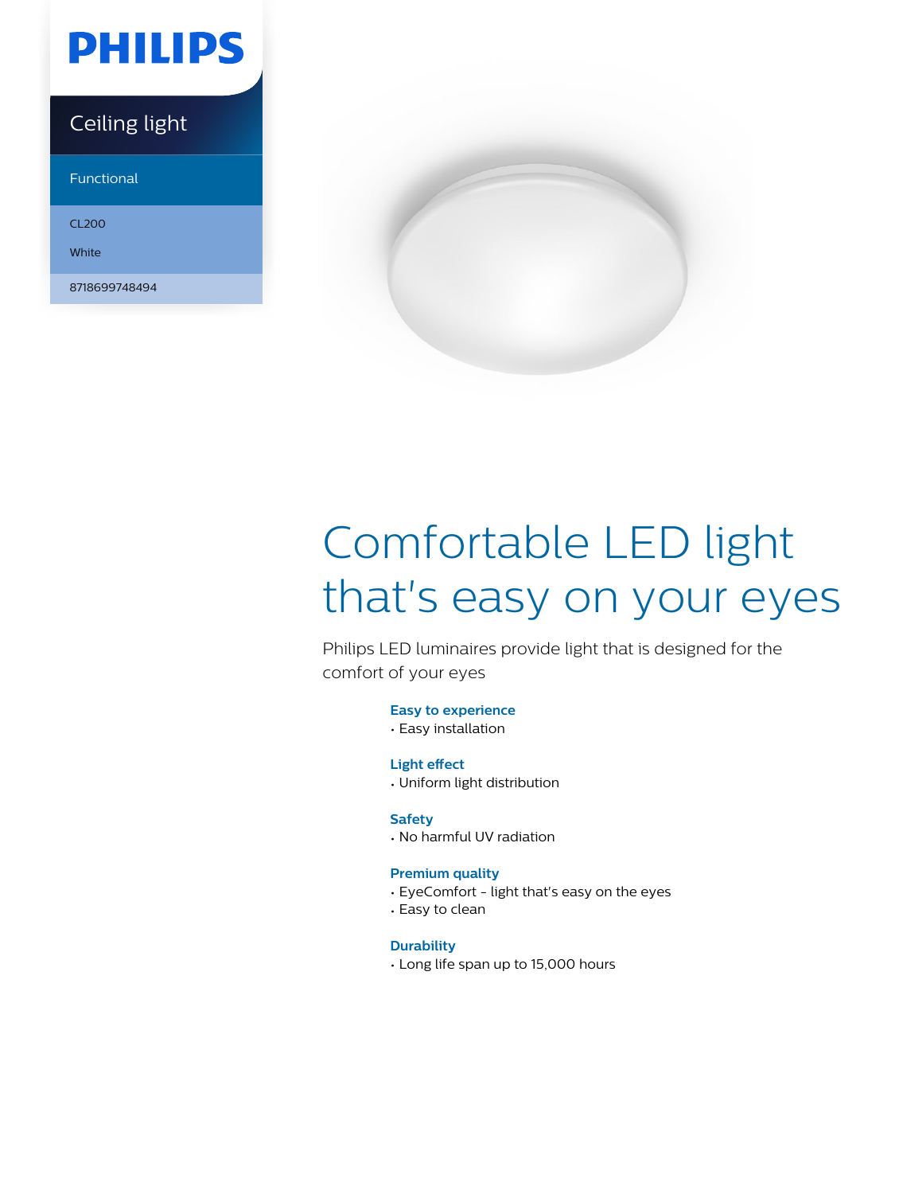PHILIPS

Ceiling light

Functional

CL200

White

8718699748494

# Comfortable LED light that's easy on your eyes

Philips LED luminaires provide light that is designed for the comfort of your eyes

### Easy to experience
- Easy installation

### Light effect
- Uniform light distribution

### Safety
- No harmful UV radiation

### Premium quality
- EyeComfort - light that's easy on the eyes
- Easy to clean

### Durability
- Long life span up to 15,000 hours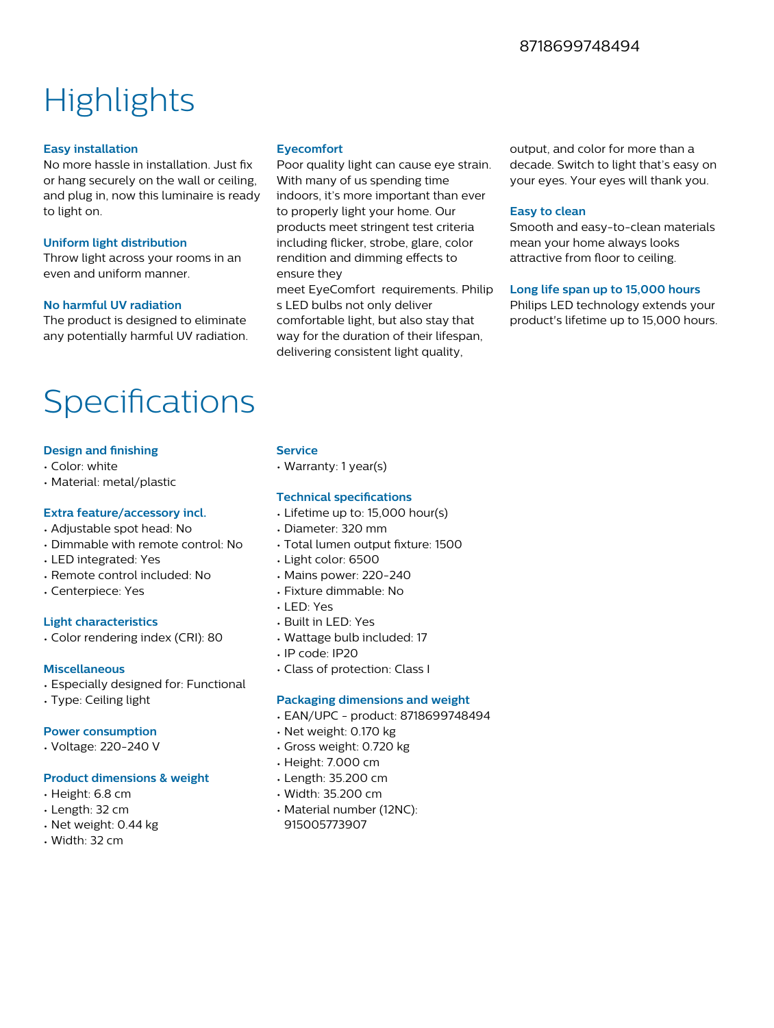8718699748494

# Highlights

### Easy installation

No more hassle in installation. Just fix or hang securely on the wall or ceiling, and plug in, now this luminaire is ready to light on.

### Uniform light distribution

Throw light across your rooms in an even and uniform manner.

### No harmful UV radiation

The product is designed to eliminate any potentially harmful UV radiation.

### Eyecomfort

Poor quality light can cause eye strain. With many of us spending time indoors, it's more important than ever to properly light your home. Our products meet stringent test criteria including flicker, strobe, glare, color rendition and dimming effects to ensure they
meet EyeComfort requirements. Philip s LED bulbs not only deliver comfortable light, but also stay that way for the duration of their lifespan, delivering consistent light quality, output, and color for more than a decade. Switch to light that's easy on your eyes. Your eyes will thank you.

### Easy to clean

Smooth and easy-to-clean materials mean your home always looks attractive from floor to ceiling.

### Long life span up to 15,000 hours

Philips LED technology extends your product's lifetime up to 15,000 hours.

# Specifications

### Design and finishing

- Color: white
- Material: metal/plastic

### Extra feature/accessory incl.

- Adjustable spot head: No
- Dimmable with remote control: No
- LED integrated: Yes
- Remote control included: No
- Centerpiece: Yes

### Light characteristics

- Color rendering index (CRI): 80

### Miscellaneous

- Especially designed for: Functional
- Type: Ceiling light

### Power consumption

- Voltage: 220-240 V

### Product dimensions & weight

- Height: 6.8 cm
- Length: 32 cm
- Net weight: 0.44 kg
- Width: 32 cm

### Service

- Warranty: 1 year(s)

### Technical specifications

- Lifetime up to: 15,000 hour(s)
- Diameter: 320 mm
- Total lumen output fixture: 1500
- Light color: 6500
- Mains power: 220-240
- Fixture dimmable: No
- LED: Yes
- Built in LED: Yes
- Wattage bulb included: 17
- IP code: IP20
- Class of protection: Class I

### Packaging dimensions and weight

- EAN/UPC - product: 8718699748494
- Net weight: 0.170 kg
- Gross weight: 0.720 kg
- Height: 7.000 cm
- Length: 35.200 cm
- Width: 35.200 cm
- Material number (12NC): 915005773907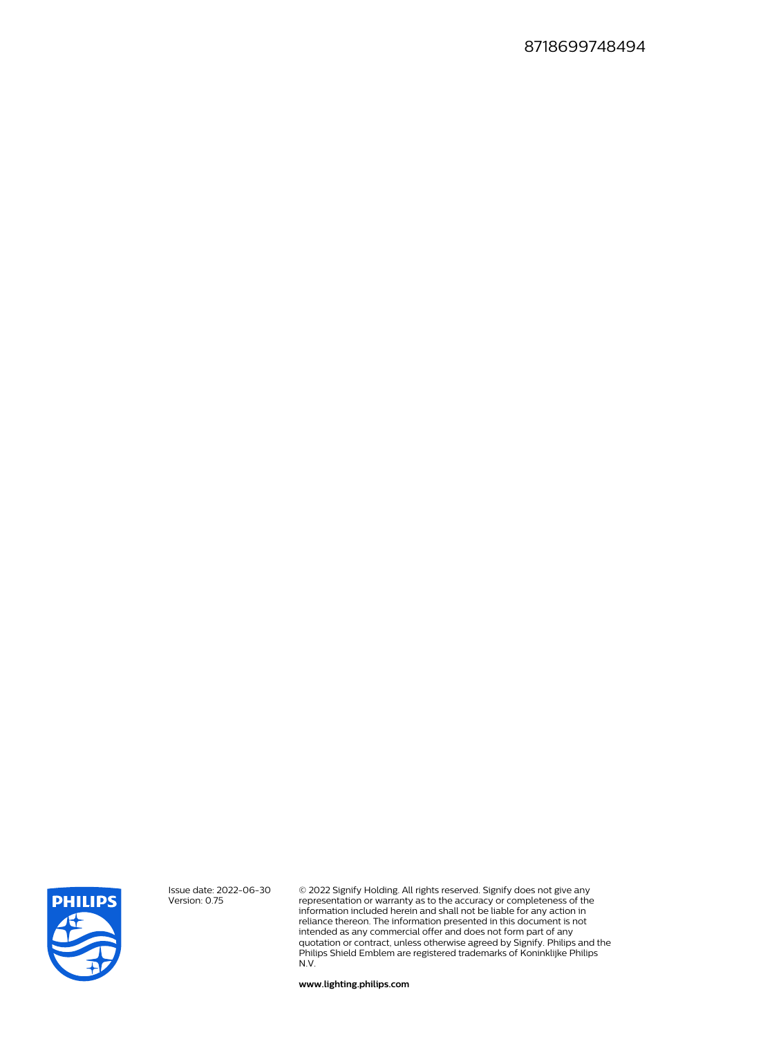8718699748494

Issue date: 2022-06-30
Version: 0.75

© 2022 Signify Holding. All rights reserved. Signify does not give any representation or warranty as to the accuracy or completeness of the information included herein and shall not be liable for any action in reliance thereon. The information presented in this document is not intended as any commercial offer and does not form part of any quotation or contract, unless otherwise agreed by Signify. Philips and the Philips Shield Emblem are registered trademarks of Koninklijke Philips N.V.

**www.lighting.philips.com**